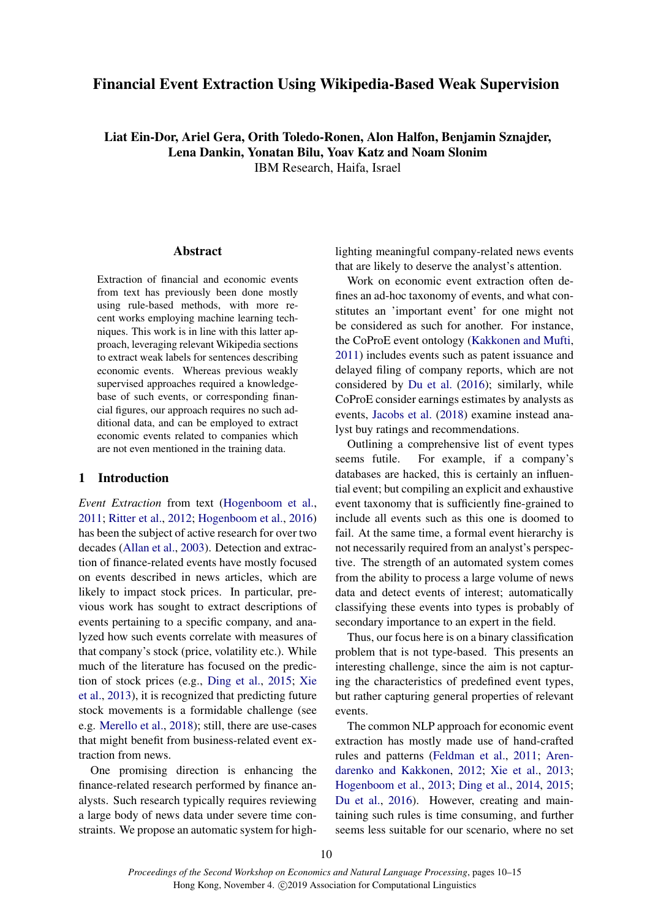# Financial Event Extraction Using Wikipedia-Based Weak Supervision

**Liat Ein-Dor, Ariel Gera, Orith Toledo-Ronen, Alon Halfon, Benjamin Sznajder, Lena Dankin, Yonatan Bilu, Yoav Katz and Noam Slonim**
IBM Research, Haifa, Israel

## Abstract

Extraction of financial and economic events from text has previously been done mostly using rule-based methods, with more recent works employing machine learning techniques. This work is in line with this latter approach, leveraging relevant Wikipedia sections to extract weak labels for sentences describing economic events. Whereas previous weakly supervised approaches required a knowledge-base of such events, or corresponding financial figures, our approach requires no such additional data, and can be employed to extract economic events related to companies which are not even mentioned in the training data.

## 1 Introduction

*Event Extraction* from text (Hogenboom et al., 2011; Ritter et al., 2012; Hogenboom et al., 2016) has been the subject of active research for over two decades (Allan et al., 2003). Detection and extraction of finance-related events have mostly focused on events described in news articles, which are likely to impact stock prices. In particular, previous work has sought to extract descriptions of events pertaining to a specific company, and analyzed how such events correlate with measures of that company's stock (price, volatility etc.). While much of the literature has focused on the prediction of stock prices (e.g., Ding et al., 2015; Xie et al., 2013), it is recognized that predicting future stock movements is a formidable challenge (see e.g. Merello et al., 2018); still, there are use-cases that might benefit from business-related event extraction from news.

One promising direction is enhancing the finance-related research performed by finance analysts. Such research typically requires reviewing a large body of news data under severe time constraints. We propose an automatic system for highlighting meaningful company-related news events that are likely to deserve the analyst's attention.

Work on economic event extraction often defines an ad-hoc taxonomy of events, and what constitutes an 'important event' for one might not be considered as such for another. For instance, the CoProE event ontology (Kakkonen and Mufti, 2011) includes events such as patent issuance and delayed filing of company reports, which are not considered by Du et al. (2016); similarly, while CoProE consider earnings estimates by analysts as events, Jacobs et al. (2018) examine instead analyst buy ratings and recommendations.

Outlining a comprehensive list of event types seems futile. For example, if a company's databases are hacked, this is certainly an influential event; but compiling an explicit and exhaustive event taxonomy that is sufficiently fine-grained to include all events such as this one is doomed to fail. At the same time, a formal event hierarchy is not necessarily required from an analyst's perspective. The strength of an automated system comes from the ability to process a large volume of news data and detect events of interest; automatically classifying these events into types is probably of secondary importance to an expert in the field.

Thus, our focus here is on a binary classification problem that is not type-based. This presents an interesting challenge, since the aim is not capturing the characteristics of predefined event types, but rather capturing general properties of relevant events.

The common NLP approach for economic event extraction has mostly made use of hand-crafted rules and patterns (Feldman et al., 2011; Arendarenko and Kakkonen, 2012; Xie et al., 2013; Hogenboom et al., 2013; Ding et al., 2014, 2015; Du et al., 2016). However, creating and maintaining such rules is time consuming, and further seems less suitable for our scenario, where no set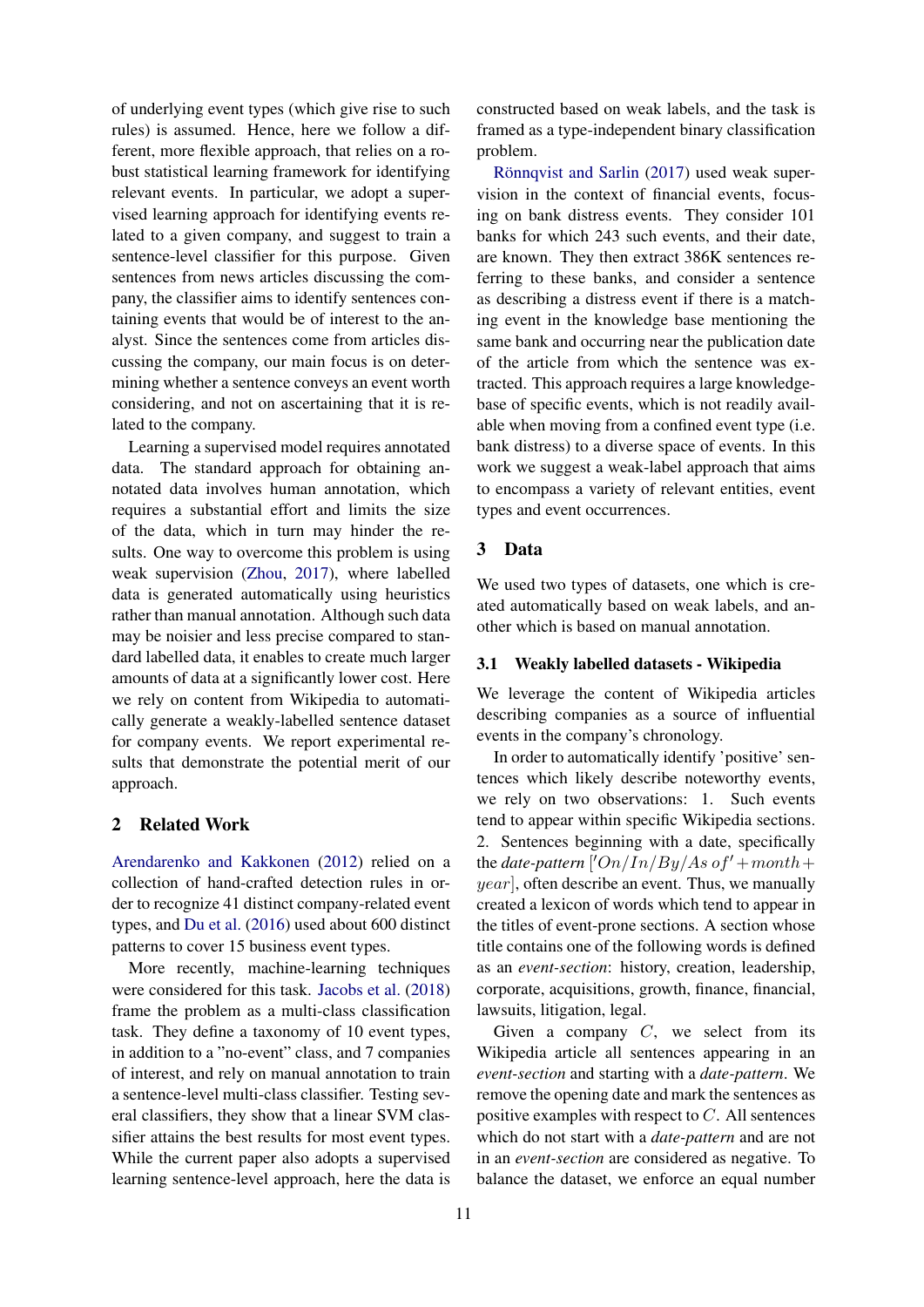of underlying event types (which give rise to such rules) is assumed. Hence, here we follow a different, more flexible approach, that relies on a robust statistical learning framework for identifying relevant events. In particular, we adopt a supervised learning approach for identifying events related to a given company, and suggest to train a sentence-level classifier for this purpose. Given sentences from news articles discussing the company, the classifier aims to identify sentences containing events that would be of interest to the analyst. Since the sentences come from articles discussing the company, our main focus is on determining whether a sentence conveys an event worth considering, and not on ascertaining that it is related to the company.

Learning a supervised model requires annotated data. The standard approach for obtaining annotated data involves human annotation, which requires a substantial effort and limits the size of the data, which in turn may hinder the results. One way to overcome this problem is using weak supervision (Zhou, 2017), where labelled data is generated automatically using heuristics rather than manual annotation. Although such data may be noisier and less precise compared to standard labelled data, it enables to create much larger amounts of data at a significantly lower cost. Here we rely on content from Wikipedia to automatically generate a weakly-labelled sentence dataset for company events. We report experimental results that demonstrate the potential merit of our approach.

## 2 Related Work

Arendarenko and Kakkonen (2012) relied on a collection of hand-crafted detection rules in order to recognize 41 distinct company-related event types, and Du et al. (2016) used about 600 distinct patterns to cover 15 business event types.

More recently, machine-learning techniques were considered for this task. Jacobs et al. (2018) frame the problem as a multi-class classification task. They define a taxonomy of 10 event types, in addition to a "no-event" class, and 7 companies of interest, and rely on manual annotation to train a sentence-level multi-class classifier. Testing several classifiers, they show that a linear SVM classifier attains the best results for most event types. While the current paper also adopts a supervised learning sentence-level approach, here the data is constructed based on weak labels, and the task is framed as a type-independent binary classification problem.

Rönnqvist and Sarlin (2017) used weak supervision in the context of financial events, focusing on bank distress events. They consider 101 banks for which 243 such events, and their date, are known. They then extract 386K sentences referring to these banks, and consider a sentence as describing a distress event if there is a matching event in the knowledge base mentioning the same bank and occurring near the publication date of the article from which the sentence was extracted. This approach requires a large knowledge-base of specific events, which is not readily available when moving from a confined event type (i.e. bank distress) to a diverse space of events. In this work we suggest a weak-label approach that aims to encompass a variety of relevant entities, event types and event occurrences.

## 3 Data

We used two types of datasets, one which is created automatically based on weak labels, and another which is based on manual annotation.

### 3.1 Weakly labelled datasets - Wikipedia

We leverage the content of Wikipedia articles describing companies as a source of influential events in the company's chronology.

In order to automatically identify 'positive' sentences which likely describe noteworthy events, we rely on two observations: 1. Such events tend to appear within specific Wikipedia sections. 2. Sentences beginning with a date, specifically the *date-pattern* $['On/In/By/As\ of' + month + year]$, often describe an event. Thus, we manually created a lexicon of words which tend to appear in the titles of event-prone sections. A section whose title contains one of the following words is defined as an *event-section*: history, creation, leadership, corporate, acquisitions, growth, finance, financial, lawsuits, litigation, legal.

Given a company $C$, we select from its Wikipedia article all sentences appearing in an *event-section* and starting with a *date-pattern*. We remove the opening date and mark the sentences as positive examples with respect to $C$. All sentences which do not start with a *date-pattern* and are not in an *event-section* are considered as negative. To balance the dataset, we enforce an equal number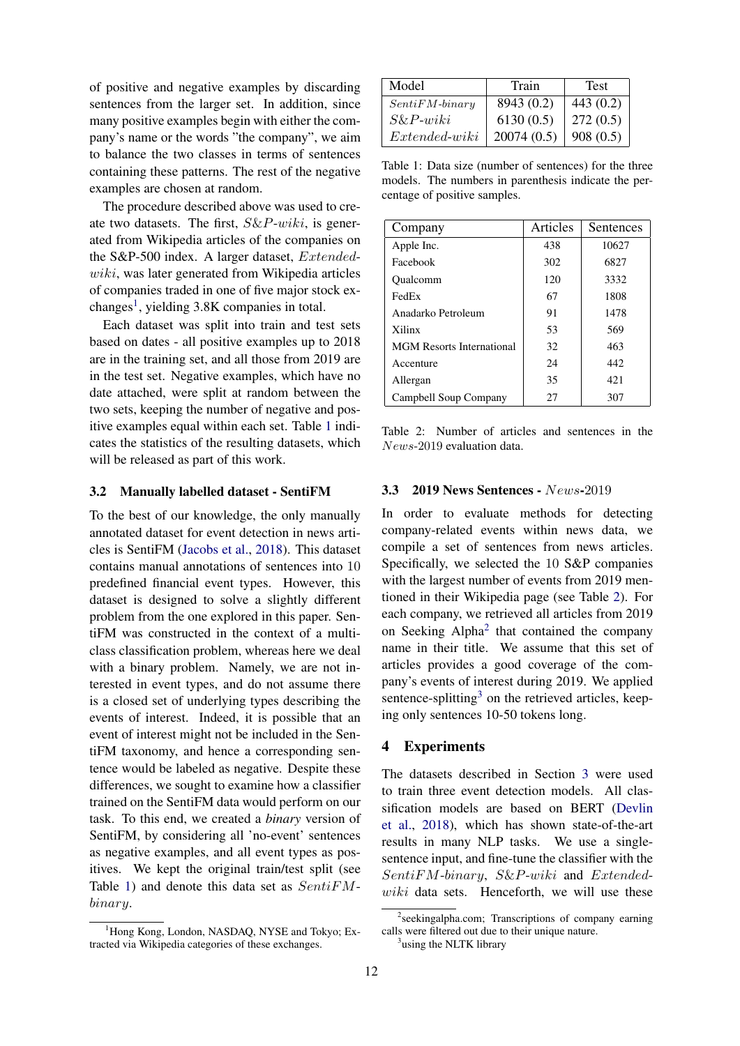of positive and negative examples by discarding sentences from the larger set. In addition, since many positive examples begin with either the company's name or the words "the company", we aim to balance the two classes in terms of sentences containing these patterns. The rest of the negative examples are chosen at random.

The procedure described above was used to create two datasets. The first, *S&P-wiki*, is generated from Wikipedia articles of the companies on the S&P-500 index. A larger dataset, *Extended-wiki*, was later generated from Wikipedia articles of companies traded in one of five major stock exchanges[1], yielding 3.8K companies in total.

Each dataset was split into train and test sets based on dates - all positive examples up to 2018 are in the training set, and all those from 2019 are in the test set. Negative examples, which have no date attached, were split at random between the two sets, keeping the number of negative and positive examples equal within each set. Table 1 indicates the statistics of the resulting datasets, which will be released as part of this work.

### 3.2 Manually labelled dataset - SentiFM

To the best of our knowledge, the only manually annotated dataset for event detection in news articles is SentiFM (Jacobs et al., 2018). This dataset contains manual annotations of sentences into 10 predefined financial event types. However, this dataset is designed to solve a slightly different problem from the one explored in this paper. SentiFM was constructed in the context of a multi-class classification problem, whereas here we deal with a binary problem. Namely, we are not interested in event types, and do not assume there is a closed set of underlying types describing the events of interest. Indeed, it is possible that an event of interest might not be included in the SentiFM taxonomy, and hence a corresponding sentence would be labeled as negative. Despite these differences, we sought to examine how a classifier trained on the SentiFM data would perform on our task. To this end, we created a *binary* version of SentiFM, by considering all 'no-event' sentences as negative examples, and all event types as positives. We kept the original train/test split (see Table 1) and denote this data set as *SentiFM-binary*.

[1] Hong Kong, London, NASDAQ, NYSE and Tokyo; Extracted via Wikipedia categories of these exchanges.

| Model | Train | Test |
|---|---|---|
| *SentiFM-binary* | 8943 (0.2) | 443 (0.2) |
| *S&P-wiki* | 6130 (0.5) | 272 (0.5) |
| *Extended-wiki* | 20074 (0.5) | 908 (0.5) |

Table 1: Data size (number of sentences) for the three models. The numbers in parenthesis indicate the percentage of positive samples.

| Company | Articles | Sentences |
|---|---|---|
| Apple Inc. | 438 | 10627 |
| Facebook | 302 | 6827 |
| Qualcomm | 120 | 3332 |
| FedEx | 67 | 1808 |
| Anadarko Petroleum | 91 | 1478 |
| Xilinx | 53 | 569 |
| MGM Resorts International | 32 | 463 |
| Accenture | 24 | 442 |
| Allergan | 35 | 421 |
| Campbell Soup Company | 27 | 307 |

Table 2: Number of articles and sentences in the *News*-2019 evaluation data.

### 3.3 2019 News Sentences - *News*-2019

In order to evaluate methods for detecting company-related events within news data, we compile a set of sentences from news articles. Specifically, we selected the 10 S&P companies with the largest number of events from 2019 mentioned in their Wikipedia page (see Table 2). For each company, we retrieved all articles from 2019 on Seeking Alpha[2] that contained the company name in their title. We assume that this set of articles provides a good coverage of the company's events of interest during 2019. We applied sentence-splitting[3] on the retrieved articles, keeping only sentences 10-50 tokens long.

## 4 Experiments

The datasets described in Section 3 were used to train three event detection models. All classification models are based on BERT (Devlin et al., 2018), which has shown state-of-the-art results in many NLP tasks. We use a single-sentence input, and fine-tune the classifier with the *SentiFM-binary*, *S&P-wiki* and *Extended-wiki* data sets. Henceforth, we will use these

[2] seekingalpha.com; Transcriptions of company earning calls were filtered out due to their unique nature.

[3] using the NLTK library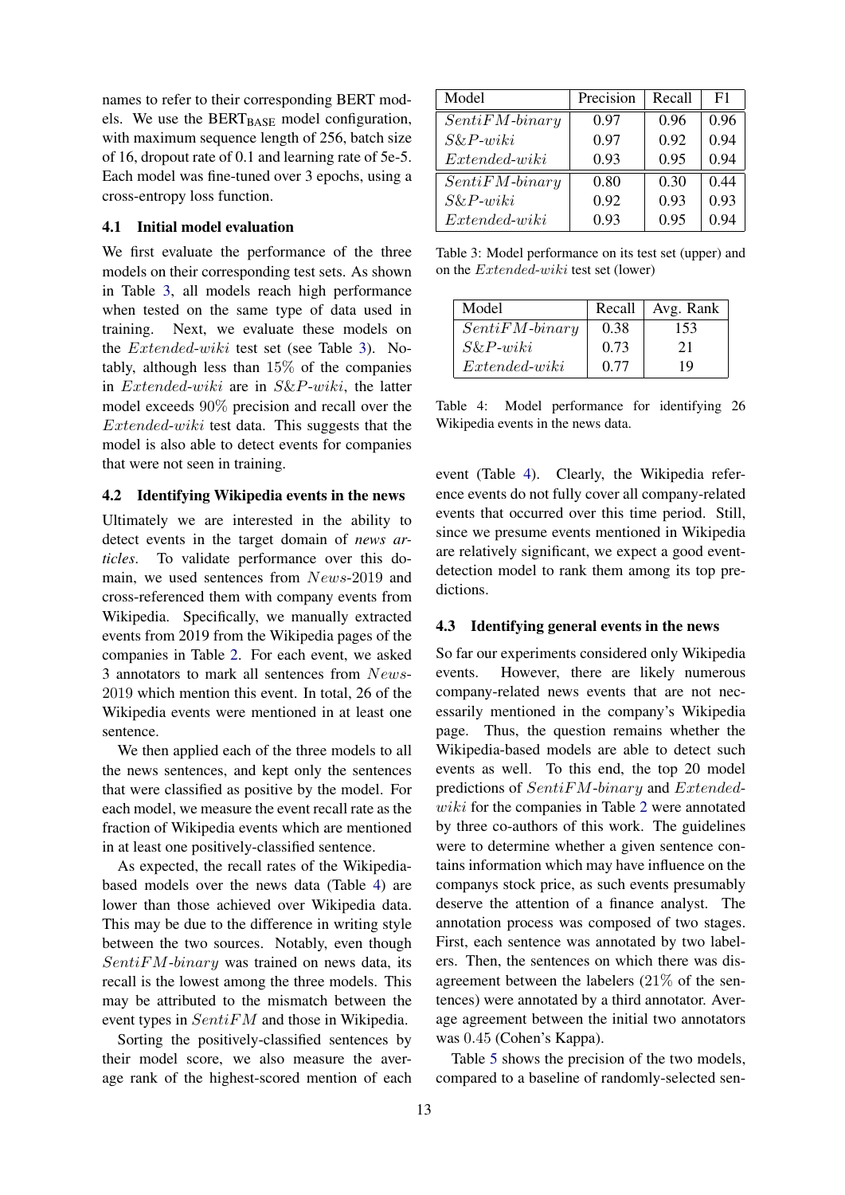names to refer to their corresponding BERT models. We use the $\text{BERT}_{\text{BASE}}$ model configuration, with maximum sequence length of 256, batch size of 16, dropout rate of 0.1 and learning rate of 5e-5. Each model was fine-tuned over 3 epochs, using a cross-entropy loss function.

### 4.1 Initial model evaluation

We first evaluate the performance of the three models on their corresponding test sets. As shown in Table 3, all models reach high performance when tested on the same type of data used in training. Next, we evaluate these models on the *Extended-wiki* test set (see Table 3). Notably, although less than 15% of the companies in *Extended-wiki* are in *S&P-wiki*, the latter model exceeds 90% precision and recall over the *Extended-wiki* test data. This suggests that the model is also able to detect events for companies that were not seen in training.

### 4.2 Identifying Wikipedia events in the news

Ultimately we are interested in the ability to detect events in the target domain of *news articles*. To validate performance over this domain, we used sentences from *News*-2019 and cross-referenced them with company events from Wikipedia. Specifically, we manually extracted events from 2019 from the Wikipedia pages of the companies in Table 2. For each event, we asked 3 annotators to mark all sentences from *News*-2019 which mention this event. In total, 26 of the Wikipedia events were mentioned in at least one sentence.

We then applied each of the three models to all the news sentences, and kept only the sentences that were classified as positive by the model. For each model, we measure the event recall rate as the fraction of Wikipedia events which are mentioned in at least one positively-classified sentence.

As expected, the recall rates of the Wikipedia-based models over the news data (Table 4) are lower than those achieved over Wikipedia data. This may be due to the difference in writing style between the two sources. Notably, even though *SentiFM-binary* was trained on news data, its recall is the lowest among the three models. This may be attributed to the mismatch between the event types in *SentiFM* and those in Wikipedia.

Sorting the positively-classified sentences by their model score, we also measure the average rank of the highest-scored mention of each event (Table 4). Clearly, the Wikipedia reference events do not fully cover all company-related events that occurred over this time period. Still, since we presume events mentioned in Wikipedia are relatively significant, we expect a good event-detection model to rank them among its top predictions.

| Model | Precision | Recall | F1 |
|---|---|---|---|
| *SentiFM-binary* | 0.97 | 0.96 | 0.96 |
| *S&P-wiki* | 0.97 | 0.92 | 0.94 |
| *Extended-wiki* | 0.93 | 0.95 | 0.94 |
| *SentiFM-binary* | 0.80 | 0.30 | 0.44 |
| *S&P-wiki* | 0.92 | 0.93 | 0.93 |
| *Extended-wiki* | 0.93 | 0.95 | 0.94 |

Table 3: Model performance on its test set (upper) and on the *Extended-wiki* test set (lower)

| Model | Recall | Avg. Rank |
|---|---|---|
| *SentiFM-binary* | 0.38 | 153 |
| *S&P-wiki* | 0.73 | 21 |
| *Extended-wiki* | 0.77 | 19 |

Table 4: Model performance for identifying 26 Wikipedia events in the news data.

### 4.3 Identifying general events in the news

So far our experiments considered only Wikipedia events. However, there are likely numerous company-related news events that are not necessarily mentioned in the company's Wikipedia page. Thus, the question remains whether the Wikipedia-based models are able to detect such events as well. To this end, the top 20 model predictions of *SentiFM-binary* and *Extended-wiki* for the companies in Table 2 were annotated by three co-authors of this work. The guidelines were to determine whether a given sentence contains information which may have influence on the companys stock price, as such events presumably deserve the attention of a finance analyst. The annotation process was composed of two stages. First, each sentence was annotated by two labelers. Then, the sentences on which there was disagreement between the labelers (21% of the sentences) were annotated by a third annotator. Average agreement between the initial two annotators was 0.45 (Cohen's Kappa).

Table 5 shows the precision of the two models, compared to a baseline of randomly-selected sen-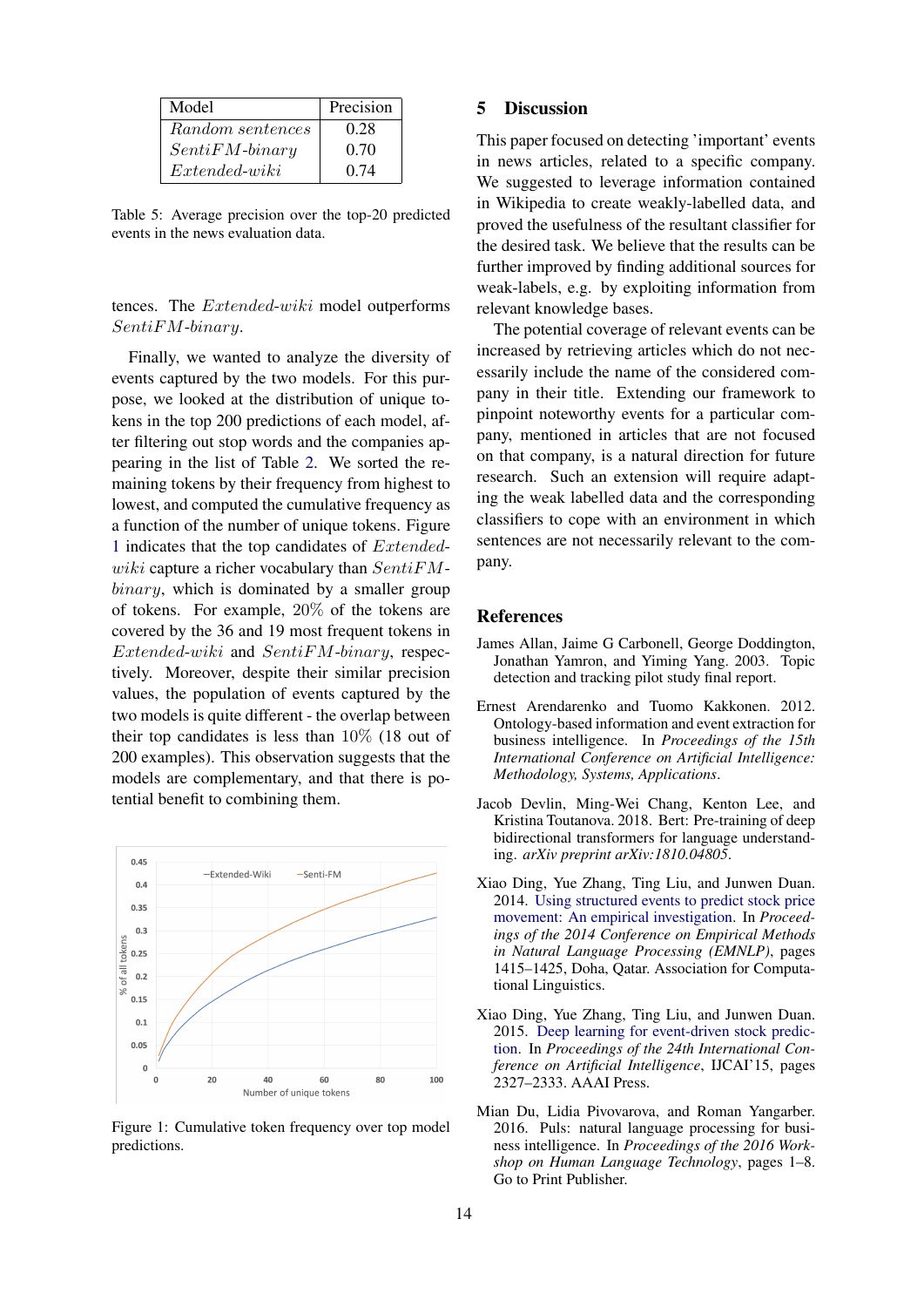| Model | Precision |
|---|---|
| *Random sentences* | 0.28 |
| *SentiFM-binary* | 0.70 |
| *Extended-wiki* | 0.74 |

Table 5: Average precision over the top-20 predicted events in the news evaluation data.

tences. The *Extended-wiki* model outperforms *SentiFM-binary*.

Finally, we wanted to analyze the diversity of events captured by the two models. For this purpose, we looked at the distribution of unique tokens in the top 200 predictions of each model, after filtering out stop words and the companies appearing in the list of Table 2. We sorted the remaining tokens by their frequency from highest to lowest, and computed the cumulative frequency as a function of the number of unique tokens. Figure 1 indicates that the top candidates of *Extended-wiki* capture a richer vocabulary than *SentiFM-binary*, which is dominated by a smaller group of tokens. For example, 20% of the tokens are covered by the 36 and 19 most frequent tokens in *Extended-wiki* and *SentiFM-binary*, respectively. Moreover, despite their similar precision values, the population of events captured by the two models is quite different - the overlap between their top candidates is less than 10% (18 out of 200 examples). This observation suggests that the models are complementary, and that there is potential benefit to combining them.

—Extended-Wiki —Senti-FM

% of all tokens

0.45
0.4
0.35
0.3
0.25
0.2
0.15
0.1
0.05
0

0 20 40 60 80 100

Number of unique tokens

Figure 1: Cumulative token frequency over top model predictions.

## 5 Discussion

This paper focused on detecting 'important' events in news articles, related to a specific company. We suggested to leverage information contained in Wikipedia to create weakly-labelled data, and proved the usefulness of the resultant classifier for the desired task. We believe that the results can be further improved by finding additional sources for weak-labels, e.g. by exploiting information from relevant knowledge bases.

The potential coverage of relevant events can be increased by retrieving articles which do not necessarily include the name of the considered company in their title. Extending our framework to pinpoint noteworthy events for a particular company, mentioned in articles that are not focused on that company, is a natural direction for future research. Such an extension will require adapting the weak labelled data and the corresponding classifiers to cope with an environment in which sentences are not necessarily relevant to the company.

## References

James Allan, Jaime G Carbonell, George Doddington, Jonathan Yamron, and Yiming Yang. 2003. Topic detection and tracking pilot study final report.

Ernest Arendarenko and Tuomo Kakkonen. 2012. Ontology-based information and event extraction for business intelligence. In *Proceedings of the 15th International Conference on Artificial Intelligence: Methodology, Systems, Applications*.

Jacob Devlin, Ming-Wei Chang, Kenton Lee, and Kristina Toutanova. 2018. Bert: Pre-training of deep bidirectional transformers for language understanding. *arXiv preprint arXiv:1810.04805*.

Xiao Ding, Yue Zhang, Ting Liu, and Junwen Duan. 2014. Using structured events to predict stock price movement: An empirical investigation. In *Proceedings of the 2014 Conference on Empirical Methods in Natural Language Processing (EMNLP)*, pages 1415–1425, Doha, Qatar. Association for Computational Linguistics.

Xiao Ding, Yue Zhang, Ting Liu, and Junwen Duan. 2015. Deep learning for event-driven stock prediction. In *Proceedings of the 24th International Conference on Artificial Intelligence*, IJCAI'15, pages 2327–2333. AAAI Press.

Mian Du, Lidia Pivovarova, and Roman Yangarber. 2016. Puls: natural language processing for business intelligence. In *Proceedings of the 2016 Workshop on Human Language Technology*, pages 1–8. Go to Print Publisher.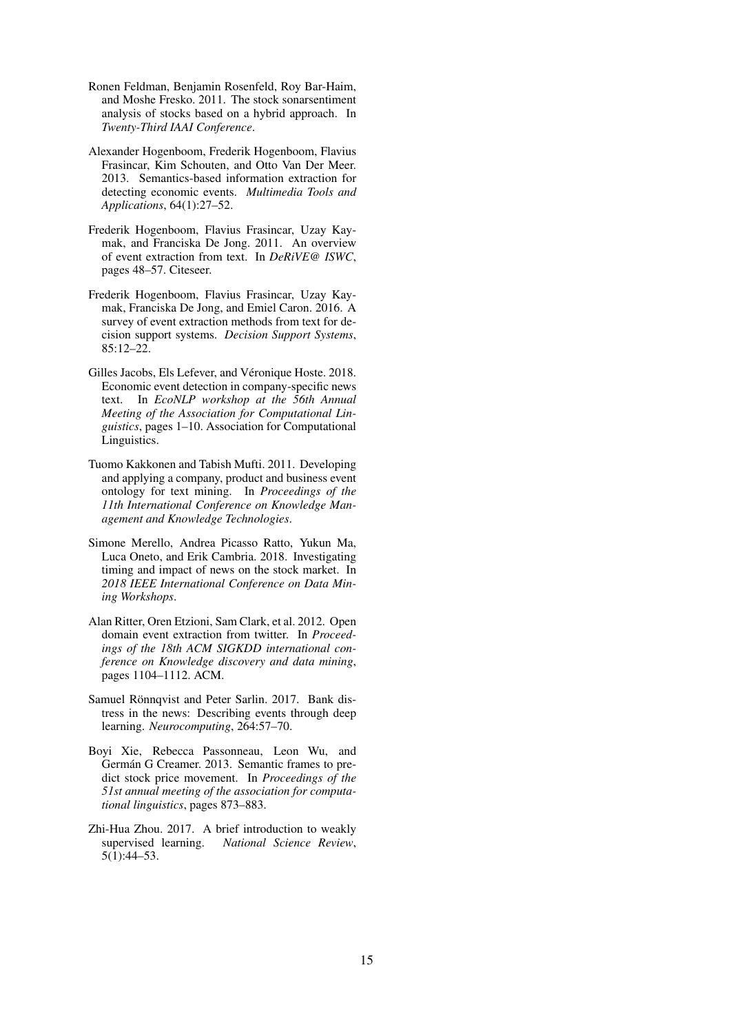Ronen Feldman, Benjamin Rosenfeld, Roy Bar-Haim, and Moshe Fresko. 2011. The stock sonarsentiment analysis of stocks based on a hybrid approach. In *Twenty-Third IAAI Conference*.

Alexander Hogenboom, Frederik Hogenboom, Flavius Frasincar, Kim Schouten, and Otto Van Der Meer. 2013. Semantics-based information extraction for detecting economic events. *Multimedia Tools and Applications*, 64(1):27–52.

Frederik Hogenboom, Flavius Frasincar, Uzay Kaymak, and Franciska De Jong. 2011. An overview of event extraction from text. In *DeRiVE@ ISWC*, pages 48–57. Citeseer.

Frederik Hogenboom, Flavius Frasincar, Uzay Kaymak, Franciska De Jong, and Emiel Caron. 2016. A survey of event extraction methods from text for decision support systems. *Decision Support Systems*, 85:12–22.

Gilles Jacobs, Els Lefever, and Véronique Hoste. 2018. Economic event detection in company-specific news text. In *EcoNLP workshop at the 56th Annual Meeting of the Association for Computational Linguistics*, pages 1–10. Association for Computational Linguistics.

Tuomo Kakkonen and Tabish Mufti. 2011. Developing and applying a company, product and business event ontology for text mining. In *Proceedings of the 11th International Conference on Knowledge Management and Knowledge Technologies*.

Simone Merello, Andrea Picasso Ratto, Yukun Ma, Luca Oneto, and Erik Cambria. 2018. Investigating timing and impact of news on the stock market. In *2018 IEEE International Conference on Data Mining Workshops*.

Alan Ritter, Oren Etzioni, Sam Clark, et al. 2012. Open domain event extraction from twitter. In *Proceedings of the 18th ACM SIGKDD international conference on Knowledge discovery and data mining*, pages 1104–1112. ACM.

Samuel Rönnqvist and Peter Sarlin. 2017. Bank distress in the news: Describing events through deep learning. *Neurocomputing*, 264:57–70.

Boyi Xie, Rebecca Passonneau, Leon Wu, and Germán G Creamer. 2013. Semantic frames to predict stock price movement. In *Proceedings of the 51st annual meeting of the association for computational linguistics*, pages 873–883.

Zhi-Hua Zhou. 2017. A brief introduction to weakly supervised learning. *National Science Review*, 5(1):44–53.